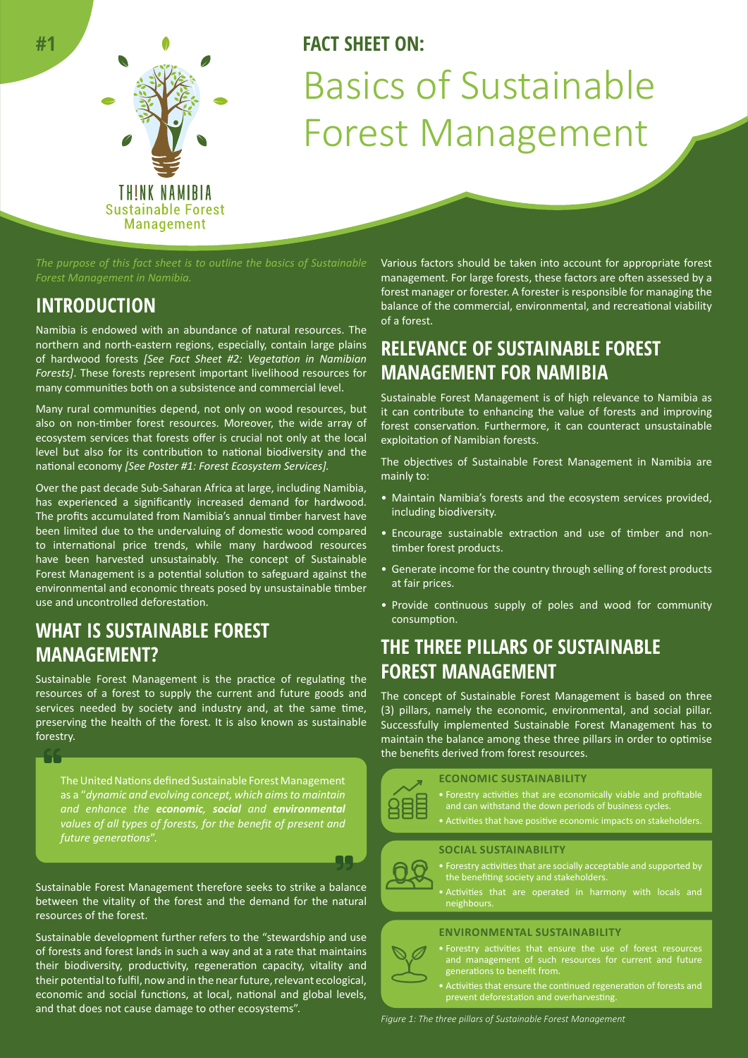#1

**FACT SHEET ON:**

# Basics of Sustainable Forest Management

THINK NAMIBIA
Sustainable Forest Management

*The purpose of this fact sheet is to outline the basics of Sustainable Forest Management in Namibia.*

## INTRODUCTION

Namibia is endowed with an abundance of natural resources. The northern and north-eastern regions, especially, contain large plains of hardwood forests *[See Fact Sheet #2: Vegetation in Namibian Forests]*. These forests represent important livelihood resources for many communities both on a subsistence and commercial level.

Many rural communities depend, not only on wood resources, but also on non-timber forest resources. Moreover, the wide array of ecosystem services that forests offer is crucial not only at the local level but also for its contribution to national biodiversity and the national economy *[See Poster #1: Forest Ecosystem Services].*

Over the past decade Sub-Saharan Africa at large, including Namibia, has experienced a significantly increased demand for hardwood. The profits accumulated from Namibia's annual timber harvest have been limited due to the undervaluing of domestic wood compared to international price trends, while many hardwood resources have been harvested unsustainably. The concept of Sustainable Forest Management is a potential solution to safeguard against the environmental and economic threats posed by unsustainable timber use and uncontrolled deforestation.

## WHAT IS SUSTAINABLE FOREST MANAGEMENT?

Sustainable Forest Management is the practice of regulating the resources of a forest to supply the current and future goods and services needed by society and industry and, at the same time, preserving the health of the forest. It is also known as sustainable forestry.

> The United Nations defined Sustainable Forest Management as a "*dynamic and evolving concept, which aims to maintain and enhance the **economic**, **social** and **environmental** values of all types of forests, for the benefit of present and future generations*".

Sustainable Forest Management therefore seeks to strike a balance between the vitality of the forest and the demand for the natural resources of the forest.

Sustainable development further refers to the "stewardship and use of forests and forest lands in such a way and at a rate that maintains their biodiversity, productivity, regeneration capacity, vitality and their potential to fulfil, now and in the near future, relevant ecological, economic and social functions, at local, national and global levels, and that does not cause damage to other ecosystems".

Various factors should be taken into account for appropriate forest management. For large forests, these factors are often assessed by a forest manager or forester. A forester is responsible for managing the balance of the commercial, environmental, and recreational viability of a forest.

## RELEVANCE OF SUSTAINABLE FOREST MANAGEMENT FOR NAMIBIA

Sustainable Forest Management is of high relevance to Namibia as it can contribute to enhancing the value of forests and improving forest conservation. Furthermore, it can counteract unsustainable exploitation of Namibian forests.

The objectives of Sustainable Forest Management in Namibia are mainly to:

- Maintain Namibia's forests and the ecosystem services provided, including biodiversity.
- Encourage sustainable extraction and use of timber and non-timber forest products.
- Generate income for the country through selling of forest products at fair prices.
- Provide continuous supply of poles and wood for community consumption.

## THE THREE PILLARS OF SUSTAINABLE FOREST MANAGEMENT

The concept of Sustainable Forest Management is based on three (3) pillars, namely the economic, environmental, and social pillar. Successfully implemented Sustainable Forest Management has to maintain the balance among these three pillars in order to optimise the benefits derived from forest resources.

**ECONOMIC SUSTAINABILITY**

- Forestry activities that are economically viable and profitable and can withstand the down periods of business cycles.
- Activities that have positive economic impacts on stakeholders.

**SOCIAL SUSTAINABILITY**

- Forestry activities that are socially acceptable and supported by the benefiting society and stakeholders.
- Activities that are operated in harmony with locals and neighbours.

**ENVIRONMENTAL SUSTAINABILITY**

- Forestry activities that ensure the use of forest resources and management of such resources for current and future generations to benefit from.
- Activities that ensure the continued regeneration of forests and prevent deforestation and overharvesting.

*Figure 1: The three pillars of Sustainable Forest Management*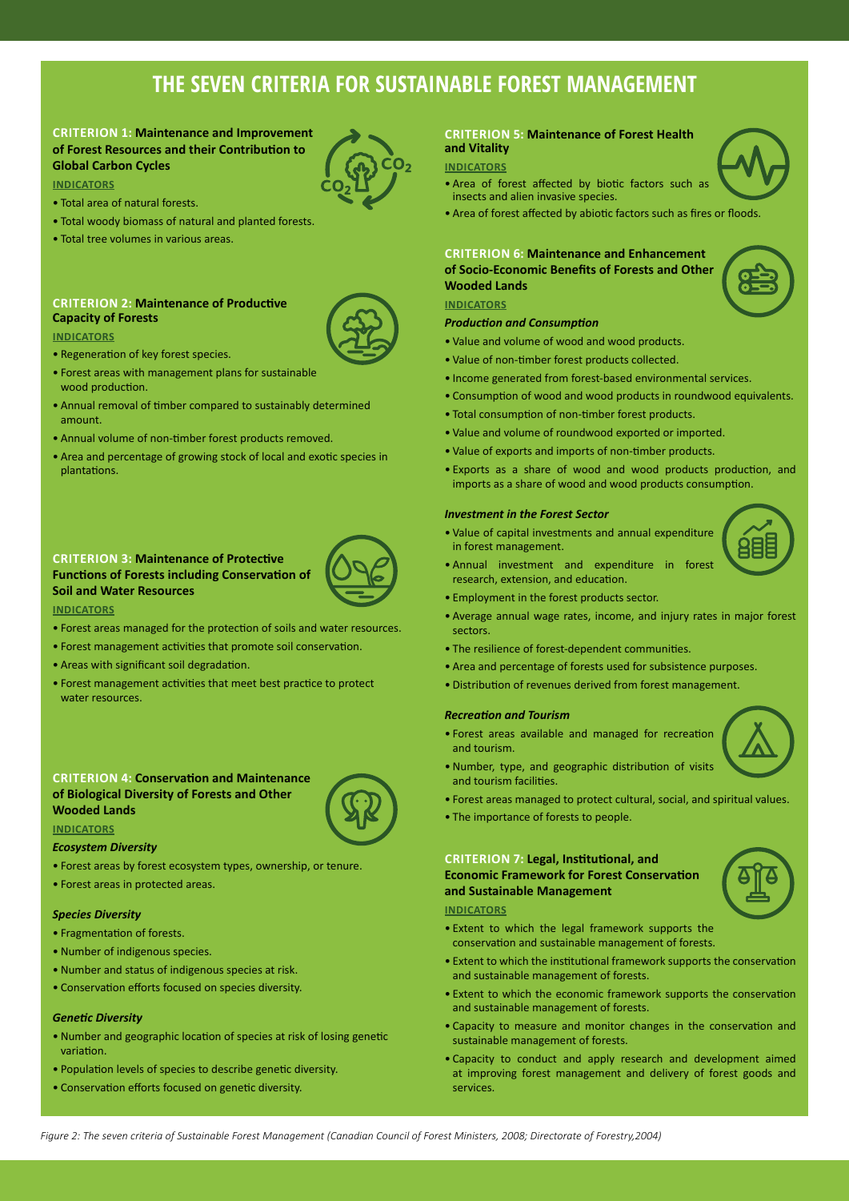# THE SEVEN CRITERIA FOR SUSTAINABLE FOREST MANAGEMENT

## CRITERION 1: Maintenance and Improvement of Forest Resources and their Contribution to Global Carbon Cycles

**INDICATORS**

- Total area of natural forests.
- Total woody biomass of natural and planted forests.
- Total tree volumes in various areas.

## CRITERION 2: Maintenance of Productive Capacity of Forests

**INDICATORS**

- Regeneration of key forest species.
- Forest areas with management plans for sustainable wood production.
- Annual removal of timber compared to sustainably determined amount.
- Annual volume of non-timber forest products removed.
- Area and percentage of growing stock of local and exotic species in plantations.

## CRITERION 3: Maintenance of Protective Functions of Forests including Conservation of Soil and Water Resources

**INDICATORS**

- Forest areas managed for the protection of soils and water resources.
- Forest management activities that promote soil conservation.
- Areas with significant soil degradation.
- Forest management activities that meet best practice to protect water resources.

## CRITERION 4: Conservation and Maintenance of Biological Diversity of Forests and Other Wooded Lands

**INDICATORS**

*Ecosystem Diversity*

- Forest areas by forest ecosystem types, ownership, or tenure.
- Forest areas in protected areas.

*Species Diversity*

- Fragmentation of forests.
- Number of indigenous species.
- Number and status of indigenous species at risk.
- Conservation efforts focused on species diversity.

*Genetic Diversity*

- Number and geographic location of species at risk of losing genetic variation.
- Population levels of species to describe genetic diversity.
- Conservation efforts focused on genetic diversity.

## CRITERION 5: Maintenance of Forest Health and Vitality

**INDICATORS**

- Area of forest affected by biotic factors such as insects and alien invasive species.
- Area of forest affected by abiotic factors such as fires or floods.

## CRITERION 6: Maintenance and Enhancement of Socio-Economic Benefits of Forests and Other Wooded Lands

**INDICATORS**

*Production and Consumption*

- Value and volume of wood and wood products.
- Value of non-timber forest products collected.
- Income generated from forest-based environmental services.
- Consumption of wood and wood products in roundwood equivalents.
- Total consumption of non-timber forest products.
- Value and volume of roundwood exported or imported.
- Value of exports and imports of non-timber products.
- Exports as a share of wood and wood products production, and imports as a share of wood and wood products consumption.

*Investment in the Forest Sector*

- Value of capital investments and annual expenditure in forest management.
- Annual investment and expenditure in forest research, extension, and education.
- Employment in the forest products sector.
- Average annual wage rates, income, and injury rates in major forest sectors.
- The resilience of forest-dependent communities.
- Area and percentage of forests used for subsistence purposes.
- Distribution of revenues derived from forest management.

*Recreation and Tourism*

- Forest areas available and managed for recreation and tourism.
- Number, type, and geographic distribution of visits and tourism facilities.
- Forest areas managed to protect cultural, social, and spiritual values.
- The importance of forests to people.

## CRITERION 7: Legal, Institutional, and Economic Framework for Forest Conservation and Sustainable Management

**INDICATORS**

- Extent to which the legal framework supports the conservation and sustainable management of forests.
- Extent to which the institutional framework supports the conservation and sustainable management of forests.
- Extent to which the economic framework supports the conservation and sustainable management of forests.
- Capacity to measure and monitor changes in the conservation and sustainable management of forests.
- Capacity to conduct and apply research and development aimed at improving forest management and delivery of forest goods and services.

*Figure 2: The seven criteria of Sustainable Forest Management (Canadian Council of Forest Ministers, 2008; Directorate of Forestry,2004)*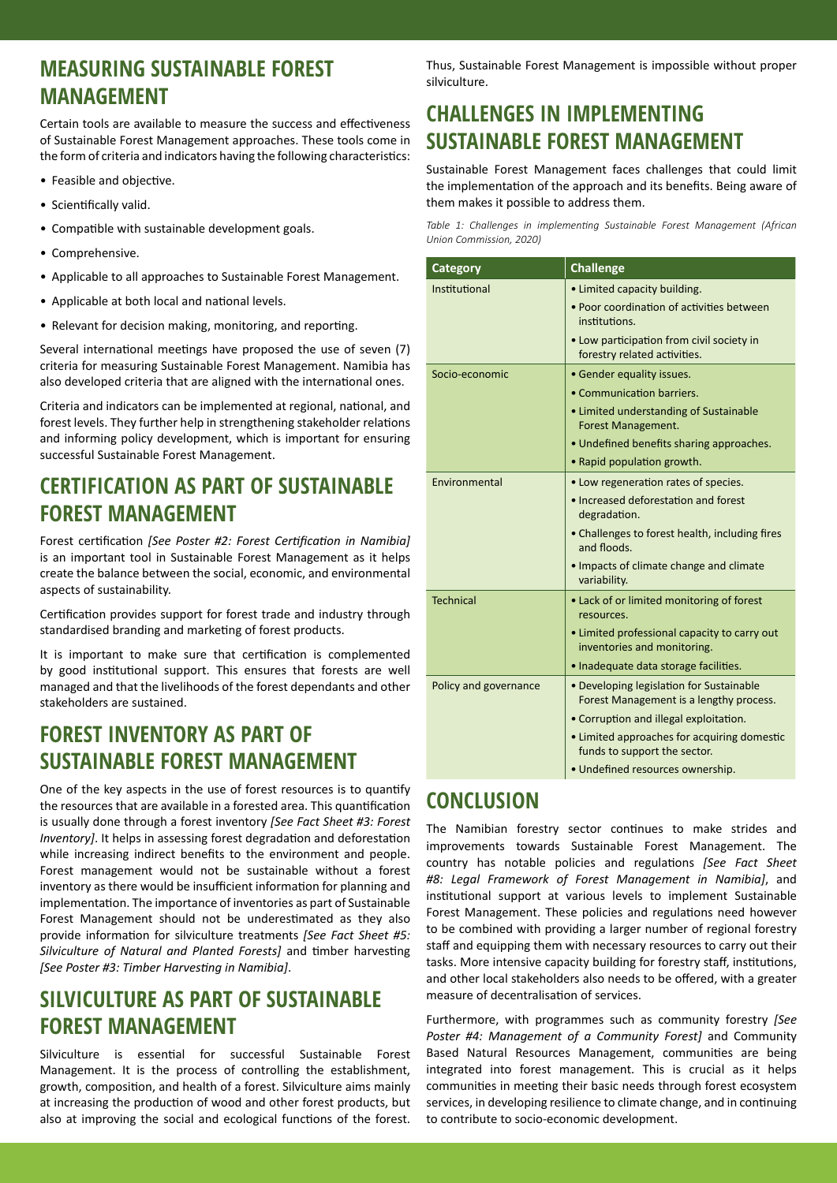## MEASURING SUSTAINABLE FOREST MANAGEMENT

Certain tools are available to measure the success and effectiveness of Sustainable Forest Management approaches. These tools come in the form of criteria and indicators having the following characteristics:

- Feasible and objective.
- Scientifically valid.
- Compatible with sustainable development goals.
- Comprehensive.
- Applicable to all approaches to Sustainable Forest Management.
- Applicable at both local and national levels.
- Relevant for decision making, monitoring, and reporting.

Several international meetings have proposed the use of seven (7) criteria for measuring Sustainable Forest Management. Namibia has also developed criteria that are aligned with the international ones.

Criteria and indicators can be implemented at regional, national, and forest levels. They further help in strengthening stakeholder relations and informing policy development, which is important for ensuring successful Sustainable Forest Management.

## CERTIFICATION AS PART OF SUSTAINABLE FOREST MANAGEMENT

Forest certification *[See Poster #2: Forest Certification in Namibia]* is an important tool in Sustainable Forest Management as it helps create the balance between the social, economic, and environmental aspects of sustainability.

Certification provides support for forest trade and industry through standardised branding and marketing of forest products.

It is important to make sure that certification is complemented by good institutional support. This ensures that forests are well managed and that the livelihoods of the forest dependants and other stakeholders are sustained.

## FOREST INVENTORY AS PART OF SUSTAINABLE FOREST MANAGEMENT

One of the key aspects in the use of forest resources is to quantify the resources that are available in a forested area. This quantification is usually done through a forest inventory *[See Fact Sheet #3: Forest Inventory]*. It helps in assessing forest degradation and deforestation while increasing indirect benefits to the environment and people. Forest management would not be sustainable without a forest inventory as there would be insufficient information for planning and implementation. The importance of inventories as part of Sustainable Forest Management should not be underestimated as they also provide information for silviculture treatments *[See Fact Sheet #5: Silviculture of Natural and Planted Forests]* and timber harvesting *[See Poster #3: Timber Harvesting in Namibia]*.

## SILVICULTURE AS PART OF SUSTAINABLE FOREST MANAGEMENT

Silviculture is essential for successful Sustainable Forest Management. It is the process of controlling the establishment, growth, composition, and health of a forest. Silviculture aims mainly at increasing the production of wood and other forest products, but also at improving the social and ecological functions of the forest. Thus, Sustainable Forest Management is impossible without proper silviculture.

## CHALLENGES IN IMPLEMENTING SUSTAINABLE FOREST MANAGEMENT

Sustainable Forest Management faces challenges that could limit the implementation of the approach and its benefits. Being aware of them makes it possible to address them.

*Table 1: Challenges in implementing Sustainable Forest Management (African Union Commission, 2020)*

| Category | Challenge |
|---|---|
| Institutional | • Limited capacity building.<br>• Poor coordination of activities between institutions.<br>• Low participation from civil society in forestry related activities. |
| Socio-economic | • Gender equality issues.<br>• Communication barriers.<br>• Limited understanding of Sustainable Forest Management.<br>• Undefined benefits sharing approaches.<br>• Rapid population growth. |
| Environmental | • Low regeneration rates of species.<br>• Increased deforestation and forest degradation.<br>• Challenges to forest health, including fires and floods.<br>• Impacts of climate change and climate variability. |
| Technical | • Lack of or limited monitoring of forest resources.<br>• Limited professional capacity to carry out inventories and monitoring.<br>• Inadequate data storage facilities. |
| Policy and governance | • Developing legislation for Sustainable Forest Management is a lengthy process.<br>• Corruption and illegal exploitation.<br>• Limited approaches for acquiring domestic funds to support the sector.<br>• Undefined resources ownership. |

## CONCLUSION

The Namibian forestry sector continues to make strides and improvements towards Sustainable Forest Management. The country has notable policies and regulations *[See Fact Sheet #8: Legal Framework of Forest Management in Namibia]*, and institutional support at various levels to implement Sustainable Forest Management. These policies and regulations need however to be combined with providing a larger number of regional forestry staff and equipping them with necessary resources to carry out their tasks. More intensive capacity building for forestry staff, institutions, and other local stakeholders also needs to be offered, with a greater measure of decentralisation of services.

Furthermore, with programmes such as community forestry *[See Poster #4: Management of a Community Forest]* and Community Based Natural Resources Management, communities are being integrated into forest management. This is crucial as it helps communities in meeting their basic needs through forest ecosystem services, in developing resilience to climate change, and in continuing to contribute to socio-economic development.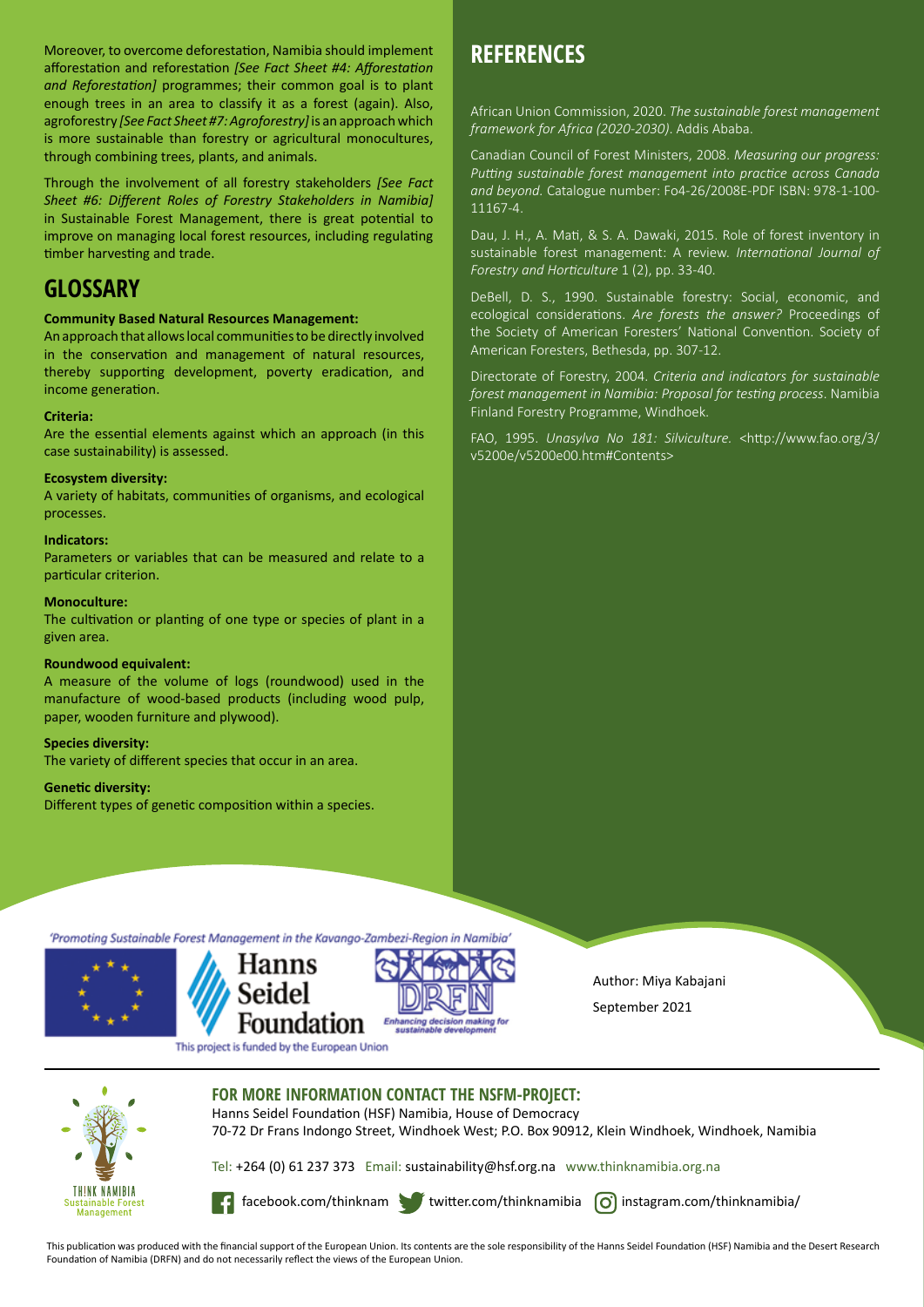Moreover, to overcome deforestation, Namibia should implement afforestation and reforestation *[See Fact Sheet #4: Afforestation and Reforestation]* programmes; their common goal is to plant enough trees in an area to classify it as a forest (again). Also, agroforestry *[See Fact Sheet #7: Agroforestry]* is an approach which is more sustainable than forestry or agricultural monocultures, through combining trees, plants, and animals.

Through the involvement of all forestry stakeholders *[See Fact Sheet #6: Different Roles of Forestry Stakeholders in Namibia]* in Sustainable Forest Management, there is great potential to improve on managing local forest resources, including regulating timber harvesting and trade.

## GLOSSARY

**Community Based Natural Resources Management:**
An approach that allows local communities to be directly involved in the conservation and management of natural resources, thereby supporting development, poverty eradication, and income generation.

**Criteria:**
Are the essential elements against which an approach (in this case sustainability) is assessed.

**Ecosystem diversity:**
A variety of habitats, communities of organisms, and ecological processes.

**Indicators:**
Parameters or variables that can be measured and relate to a particular criterion.

**Monoculture:**
The cultivation or planting of one type or species of plant in a given area.

**Roundwood equivalent:**
A measure of the volume of logs (roundwood) used in the manufacture of wood-based products (including wood pulp, paper, wooden furniture and plywood).

**Species diversity:**
The variety of different species that occur in an area.

**Genetic diversity:**
Different types of genetic composition within a species.

## REFERENCES

African Union Commission, 2020. *The sustainable forest management framework for Africa (2020-2030)*. Addis Ababa.

Canadian Council of Forest Ministers, 2008. *Measuring our progress: Putting sustainable forest management into practice across Canada and beyond.* Catalogue number: Fo4-26/2008E-PDF ISBN: 978-1-100-11167-4.

Dau, J. H., A. Mati, & S. A. Dawaki, 2015. Role of forest inventory in sustainable forest management: A review. *International Journal of Forestry and Horticulture* 1 (2), pp. 33-40.

DeBell, D. S., 1990. Sustainable forestry: Social, economic, and ecological considerations. *Are forests the answer?* Proceedings of the Society of American Foresters' National Convention. Society of American Foresters, Bethesda, pp. 307-12.

Directorate of Forestry, 2004. *Criteria and indicators for sustainable forest management in Namibia: Proposal for testing process*. Namibia Finland Forestry Programme, Windhoek.

FAO, 1995. *Unasylva No 181: Silviculture.* <http://www.fao.org/3/v5200e/v5200e00.htm#Contents>

'Promoting Sustainable Forest Management in the Kavango-Zambezi-Region in Namibia'

Hanns Seidel Foundation

Enhancing decision making for sustainable development

This project is funded by the European Union

Author: Miya Kabajani

September 2021

THINK NAMIBIA Sustainable Forest Management

**FOR MORE INFORMATION CONTACT THE NSFM-PROJECT:**
Hanns Seidel Foundation (HSF) Namibia, House of Democracy
70-72 Dr Frans Indongo Street, Windhoek West; P.O. Box 90912, Klein Windhoek, Windhoek, Namibia

Tel: +264 (0) 61 237 373 Email: sustainability@hsf.org.na www.thinknamibia.org.na

facebook.com/thinknam twitter.com/thinknamibia instagram.com/thinknamibia/

This publication was produced with the financial support of the European Union. Its contents are the sole responsibility of the Hanns Seidel Foundation (HSF) Namibia and the Desert Research Foundation of Namibia (DRFN) and do not necessarily reflect the views of the European Union.